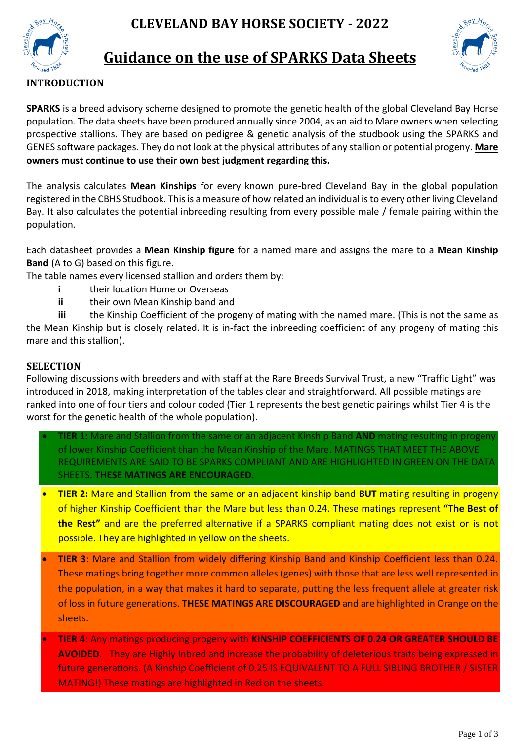# CLEVELAND BAY HORSE SOCIETY - 2022

## Guidance on the use of SPARKS Data Sheets

### INTRODUCTION

**SPARKS** is a breed advisory scheme designed to promote the genetic health of the global Cleveland Bay Horse population. The data sheets have been produced annually since 2004, as an aid to Mare owners when selecting prospective stallions. They are based on pedigree & genetic analysis of the studbook using the SPARKS and GENES software packages. They do not look at the physical attributes of any stallion or potential progeny. **Mare owners must continue to use their own best judgment regarding this.**

The analysis calculates **Mean Kinships** for every known pure-bred Cleveland Bay in the global population registered in the CBHS Studbook. This is a measure of how related an individual is to every other living Cleveland Bay. It also calculates the potential inbreeding resulting from every possible male / female pairing within the population.

Each datasheet provides a **Mean Kinship figure** for a named mare and assigns the mare to a **Mean Kinship Band** (A to G) based on this figure.

The table names every licensed stallion and orders them by:

- **i** their location Home or Overseas
- **ii** their own Mean Kinship band and
- **iii** the Kinship Coefficient of the progeny of mating with the named mare. (This is not the same as the Mean Kinship but is closely related. It is in-fact the inbreeding coefficient of any progeny of mating this mare and this stallion).

### SELECTION

Following discussions with breeders and with staff at the Rare Breeds Survival Trust, a new "Traffic Light" was introduced in 2018, making interpretation of the tables clear and straightforward. All possible matings are ranked into one of four tiers and colour coded (Tier 1 represents the best genetic pairings whilst Tier 4 is the worst for the genetic health of the whole population).

- **TIER 1:** Mare and Stallion from the same or an adjacent Kinship Band **AND** mating resulting in progeny of lower Kinship Coefficient than the Mean Kinship of the Mare. MATINGS THAT MEET THE ABOVE REQUIREMENTS ARE SAID TO BE SPARKS COMPLIANT AND ARE HIGHLIGHTED IN GREEN ON THE DATA SHEETS. **THESE MATINGS ARE ENCOURAGED**.
- **TIER 2:** Mare and Stallion from the same or an adjacent kinship band **BUT** mating resulting in progeny of higher Kinship Coefficient than the Mare but less than 0.24. These matings represent **"The Best of the Rest"** and are the preferred alternative if a SPARKS compliant mating does not exist or is not possible. They are highlighted in yellow on the sheets.
- **TIER 3**: Mare and Stallion from widely differing Kinship Band and Kinship Coefficient less than 0.24. These matings bring together more common alleles (genes) with those that are less well represented in the population, in a way that makes it hard to separate, putting the less frequent allele at greater risk of loss in future generations. **THESE MATINGS ARE DISCOURAGED** and are highlighted in Orange on the sheets.
- **TIER 4**: Any matings producing progeny with **KINSHIP COEFFICIENTS OF 0.24 OR GREATER SHOULD BE AVOIDED.** They are Highly Inbred and increase the probability of deleterious traits being expressed in future generations. (A Kinship Coefficient of 0.25 IS EQUIVALENT TO A FULL SIBLING BROTHER / SISTER MATING!) These matings are highlighted in Red on the sheets.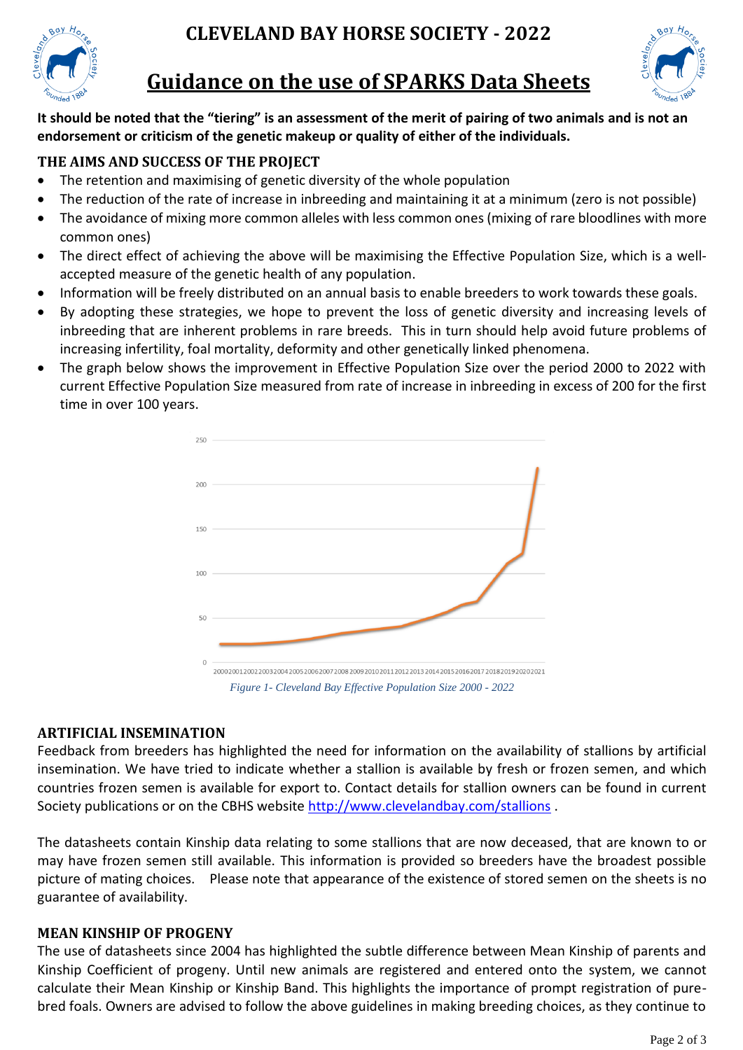# CLEVELAND BAY HORSE SOCIETY - 2022

## Guidance on the use of SPARKS Data Sheets

**It should be noted that the "tiering" is an assessment of the merit of pairing of two animals and is not an endorsement or criticism of the genetic makeup or quality of either of the individuals.**

### THE AIMS AND SUCCESS OF THE PROJECT

- The retention and maximising of genetic diversity of the whole population
- The reduction of the rate of increase in inbreeding and maintaining it at a minimum (zero is not possible)
- The avoidance of mixing more common alleles with less common ones (mixing of rare bloodlines with more common ones)
- The direct effect of achieving the above will be maximising the Effective Population Size, which is a well-accepted measure of the genetic health of any population.
- Information will be freely distributed on an annual basis to enable breeders to work towards these goals.
- By adopting these strategies, we hope to prevent the loss of genetic diversity and increasing levels of inbreeding that are inherent problems in rare breeds. This in turn should help avoid future problems of increasing infertility, foal mortality, deformity and other genetically linked phenomena.
- The graph below shows the improvement in Effective Population Size over the period 2000 to 2022 with current Effective Population Size measured from rate of increase in inbreeding in excess of 200 for the first time in over 100 years.

*Figure 1- Cleveland Bay Effective Population Size 2000 - 2022*

### ARTIFICIAL INSEMINATION

Feedback from breeders has highlighted the need for information on the availability of stallions by artificial insemination. We have tried to indicate whether a stallion is available by fresh or frozen semen, and which countries frozen semen is available for export to. Contact details for stallion owners can be found in current Society publications or on the CBHS website http://www.clevelandbay.com/stallions .

The datasheets contain Kinship data relating to some stallions that are now deceased, that are known to or may have frozen semen still available. This information is provided so breeders have the broadest possible picture of mating choices. Please note that appearance of the existence of stored semen on the sheets is no guarantee of availability.

### MEAN KINSHIP OF PROGENY

The use of datasheets since 2004 has highlighted the subtle difference between Mean Kinship of parents and Kinship Coefficient of progeny. Until new animals are registered and entered onto the system, we cannot calculate their Mean Kinship or Kinship Band. This highlights the importance of prompt registration of pure-bred foals. Owners are advised to follow the above guidelines in making breeding choices, as they continue to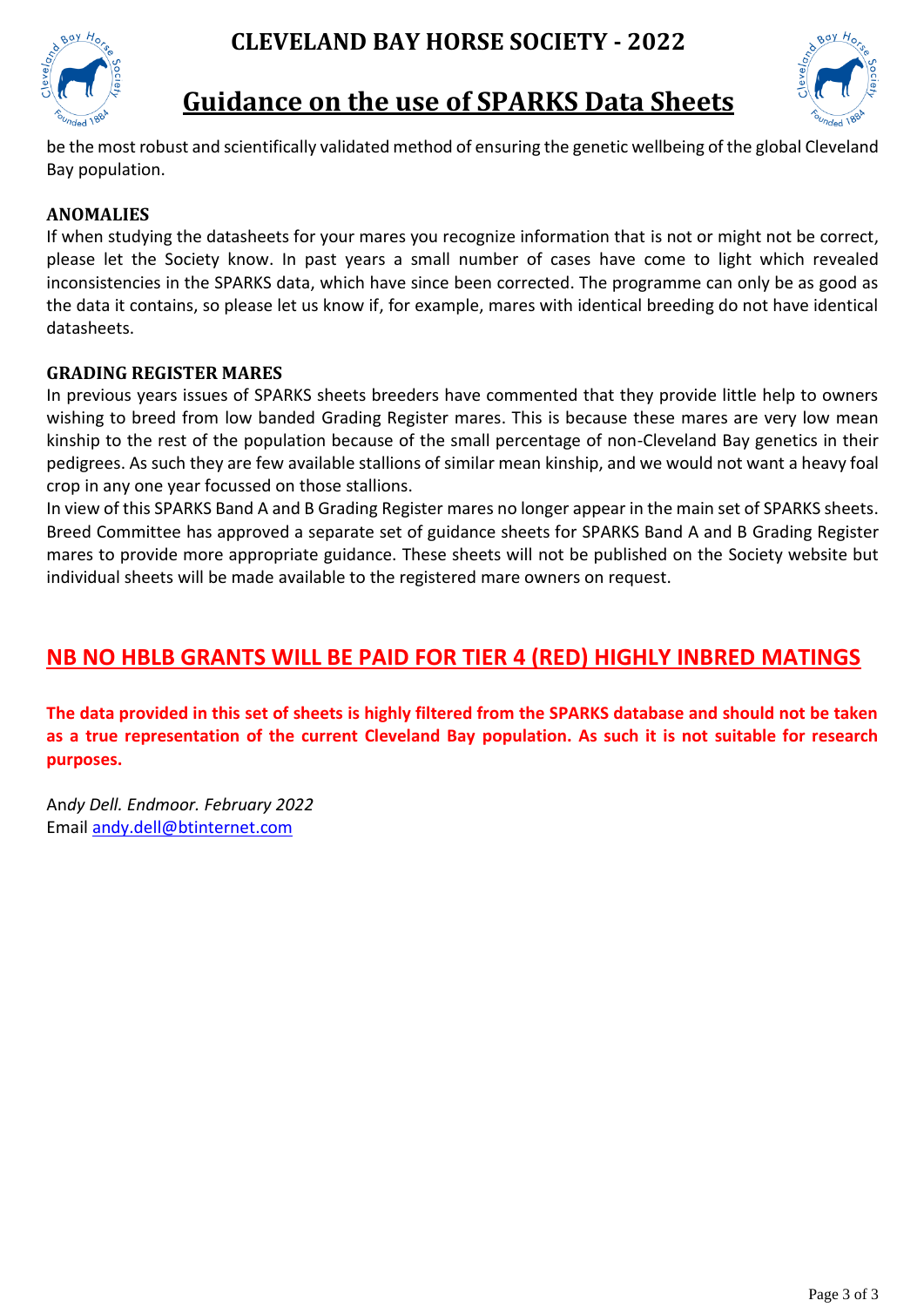be the most robust and scientifically validated method of ensuring the genetic wellbeing of the global Cleveland Bay population.

**ANOMALIES**

If when studying the datasheets for your mares you recognize information that is not or might not be correct, please let the Society know. In past years a small number of cases have come to light which revealed inconsistencies in the SPARKS data, which have since been corrected. The programme can only be as good as the data it contains, so please let us know if, for example, mares with identical breeding do not have identical datasheets.

**GRADING REGISTER MARES**

In previous years issues of SPARKS sheets breeders have commented that they provide little help to owners wishing to breed from low banded Grading Register mares. This is because these mares are very low mean kinship to the rest of the population because of the small percentage of non-Cleveland Bay genetics in their pedigrees. As such they are few available stallions of similar mean kinship, and we would not want a heavy foal crop in any one year focussed on those stallions.

In view of this SPARKS Band A and B Grading Register mares no longer appear in the main set of SPARKS sheets. Breed Committee has approved a separate set of guidance sheets for SPARKS Band A and B Grading Register mares to provide more appropriate guidance. These sheets will not be published on the Society website but individual sheets will be made available to the registered mare owners on request.

## NB NO HBLB GRANTS WILL BE PAID FOR TIER 4 (RED) HIGHLY INBRED MATINGS

**The data provided in this set of sheets is highly filtered from the SPARKS database and should not be taken as a true representation of the current Cleveland Bay population. As such it is not suitable for research purposes.**

An*dy Dell. Endmoor. February 2022*
Email andy.dell@btinternet.com